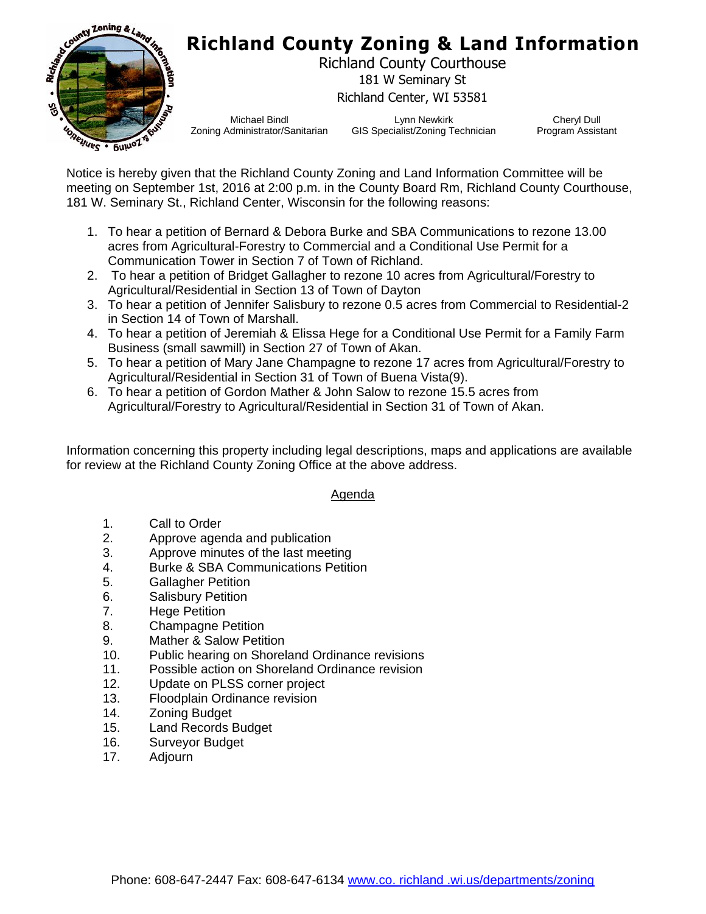# Richland County Zoning & Land Information

Richland County Courthouse
181 W Seminary St
Richland Center, WI 53581

Michael Bindl — Zoning Administrator/Sanitarian
Lynn Newkirk — GIS Specialist/Zoning Technician
Cheryl Dull — Program Assistant

Notice is hereby given that the Richland County Zoning and Land Information Committee will be meeting on September 1st, 2016 at 2:00 p.m. in the County Board Rm, Richland County Courthouse, 181 W. Seminary St., Richland Center, Wisconsin for the following reasons:

1. To hear a petition of Bernard & Debora Burke and SBA Communications to rezone 13.00 acres from Agricultural-Forestry to Commercial and a Conditional Use Permit for a Communication Tower in Section 7 of Town of Richland.
2. To hear a petition of Bridget Gallagher to rezone 10 acres from Agricultural/Forestry to Agricultural/Residential in Section 13 of Town of Dayton
3. To hear a petition of Jennifer Salisbury to rezone 0.5 acres from Commercial to Residential-2 in Section 14 of Town of Marshall.
4. To hear a petition of Jeremiah & Elissa Hege for a Conditional Use Permit for a Family Farm Business (small sawmill) in Section 27 of Town of Akan.
5. To hear a petition of Mary Jane Champagne to rezone 17 acres from Agricultural/Forestry to Agricultural/Residential in Section 31 of Town of Buena Vista(9).
6. To hear a petition of Gordon Mather & John Salow to rezone 15.5 acres from Agricultural/Forestry to Agricultural/Residential in Section 31 of Town of Akan.

Information concerning this property including legal descriptions, maps and applications are available for review at the Richland County Zoning Office at the above address.

## Agenda

1. Call to Order
2. Approve agenda and publication
3. Approve minutes of the last meeting
4. Burke & SBA Communications Petition
5. Gallagher Petition
6. Salisbury Petition
7. Hege Petition
8. Champagne Petition
9. Mather & Salow Petition
10. Public hearing on Shoreland Ordinance revisions
11. Possible action on Shoreland Ordinance revision
12. Update on PLSS corner project
13. Floodplain Ordinance revision
14. Zoning Budget
15. Land Records Budget
16. Surveyor Budget
17. Adjourn

Phone: 608-647-2447 Fax: 608-647-6134 www.co. richland .wi.us/departments/zoning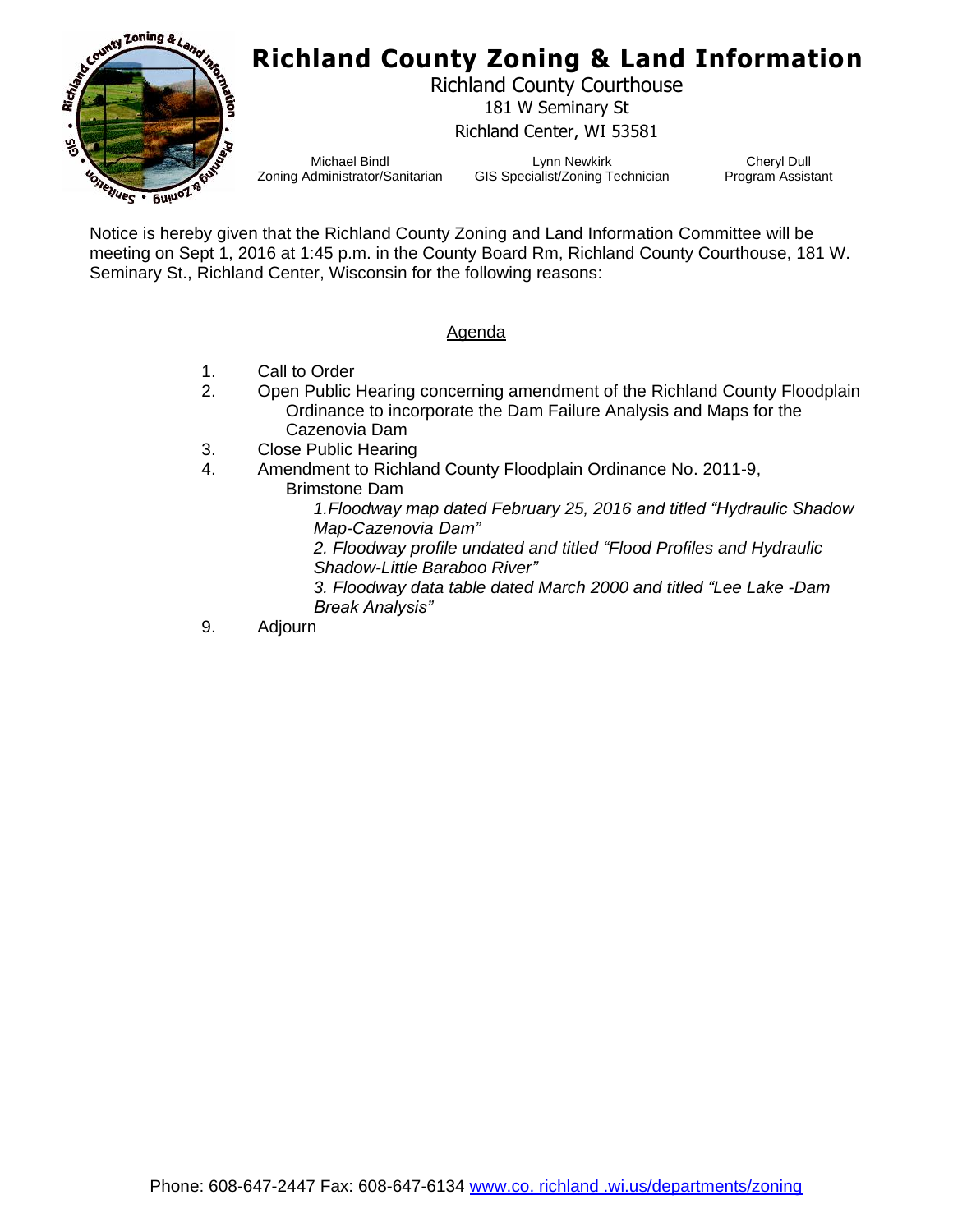# Richland County Zoning & Land Information

Richland County Courthouse
181 W Seminary St
Richland Center, WI 53581

Michael Bindl
Zoning Administrator/Sanitarian

Lynn Newkirk
GIS Specialist/Zoning Technician

Cheryl Dull
Program Assistant

Notice is hereby given that the Richland County Zoning and Land Information Committee will be meeting on Sept 1, 2016 at 1:45 p.m. in the County Board Rm, Richland County Courthouse, 181 W. Seminary St., Richland Center, Wisconsin for the following reasons:

## Agenda

1. Call to Order
2. Open Public Hearing concerning amendment of the Richland County Floodplain Ordinance to incorporate the Dam Failure Analysis and Maps for the Cazenovia Dam
3. Close Public Hearing
4. Amendment to Richland County Floodplain Ordinance No. 2011-9, Brimstone Dam
   *1.Floodway map dated February 25, 2016 and titled "Hydraulic Shadow Map-Cazenovia Dam"*
   *2. Floodway profile undated and titled "Flood Profiles and Hydraulic Shadow-Little Baraboo River"*
   *3. Floodway data table dated March 2000 and titled "Lee Lake -Dam Break Analysis"*

9. Adjourn

Phone: 608-647-2447 Fax: 608-647-6134 www.co. richland .wi.us/departments/zoning